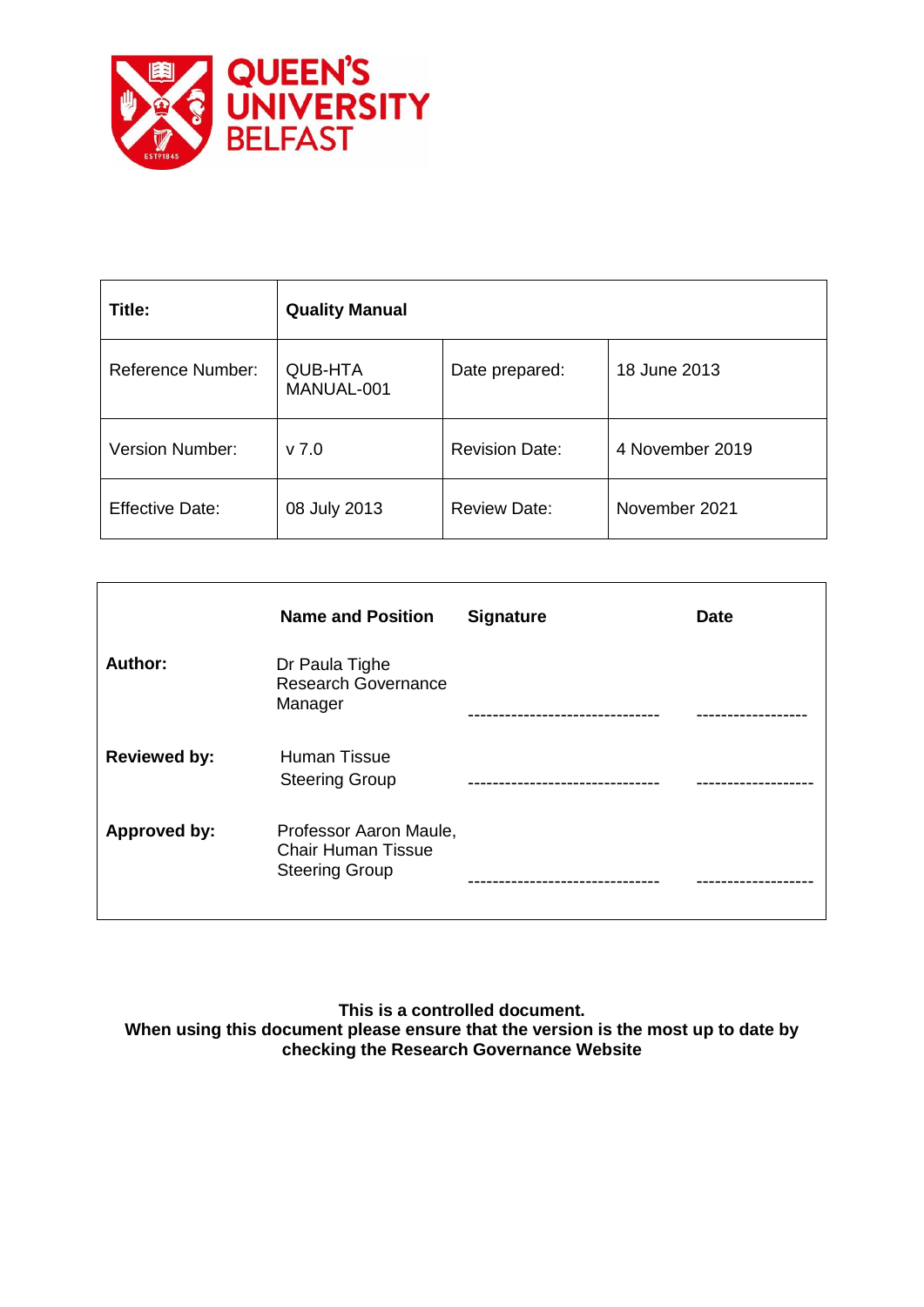QUEEN'S UNIVERSITY BELFAST

| Title: | Quality Manual | | |
|---|---|---|---|
| Reference Number: | QUB-HTA MANUAL-001 | Date prepared: | 18 June 2013 |
| Version Number: | v 7.0 | Revision Date: | 4 November 2019 |
| Effective Date: | 08 July 2013 | Review Date: | November 2021 |

| | Name and Position | Signature | Date |
|---|---|---|---|
| **Author:** | Dr Paula Tighe Research Governance Manager | ------------------------------- | ------------------ |
| **Reviewed by:** | Human Tissue Steering Group | ------------------------------- | ------------------ |
| **Approved by:** | Professor Aaron Maule, Chair Human Tissue Steering Group | ------------------------------- | ------------------ |

**This is a controlled document.**
**When using this document please ensure that the version is the most up to date by checking the Research Governance Website**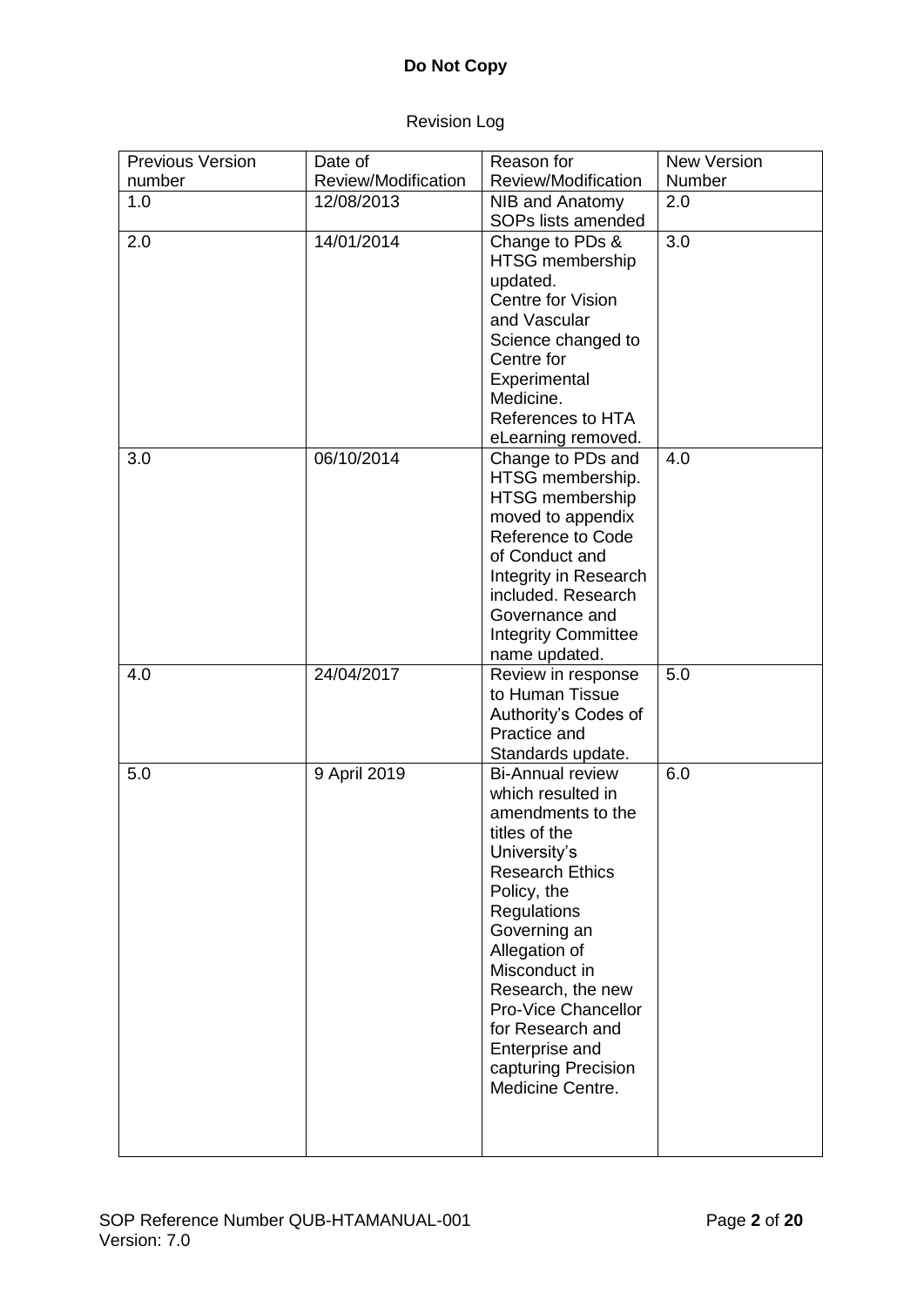**Do Not Copy**

Revision Log

| Previous Version number | Date of Review/Modification | Reason for Review/Modification | New Version Number |
|---|---|---|---|
| 1.0 | 12/08/2013 | NIB and Anatomy SOPs lists amended | 2.0 |
| 2.0 | 14/01/2014 | Change to PDs & HTSG membership updated. Centre for Vision and Vascular Science changed to Centre for Experimental Medicine. References to HTA eLearning removed. | 3.0 |
| 3.0 | 06/10/2014 | Change to PDs and HTSG membership. HTSG membership moved to appendix Reference to Code of Conduct and Integrity in Research included. Research Governance and Integrity Committee name updated. | 4.0 |
| 4.0 | 24/04/2017 | Review in response to Human Tissue Authority's Codes of Practice and Standards update. | 5.0 |
| 5.0 | 9 April 2019 | Bi-Annual review which resulted in amendments to the titles of the University's Research Ethics Policy, the Regulations Governing an Allegation of Misconduct in Research, the new Pro-Vice Chancellor for Research and Enterprise and capturing Precision Medicine Centre. | 6.0 |

SOP Reference Number QUB-HTAMANUAL-001
Version: 7.0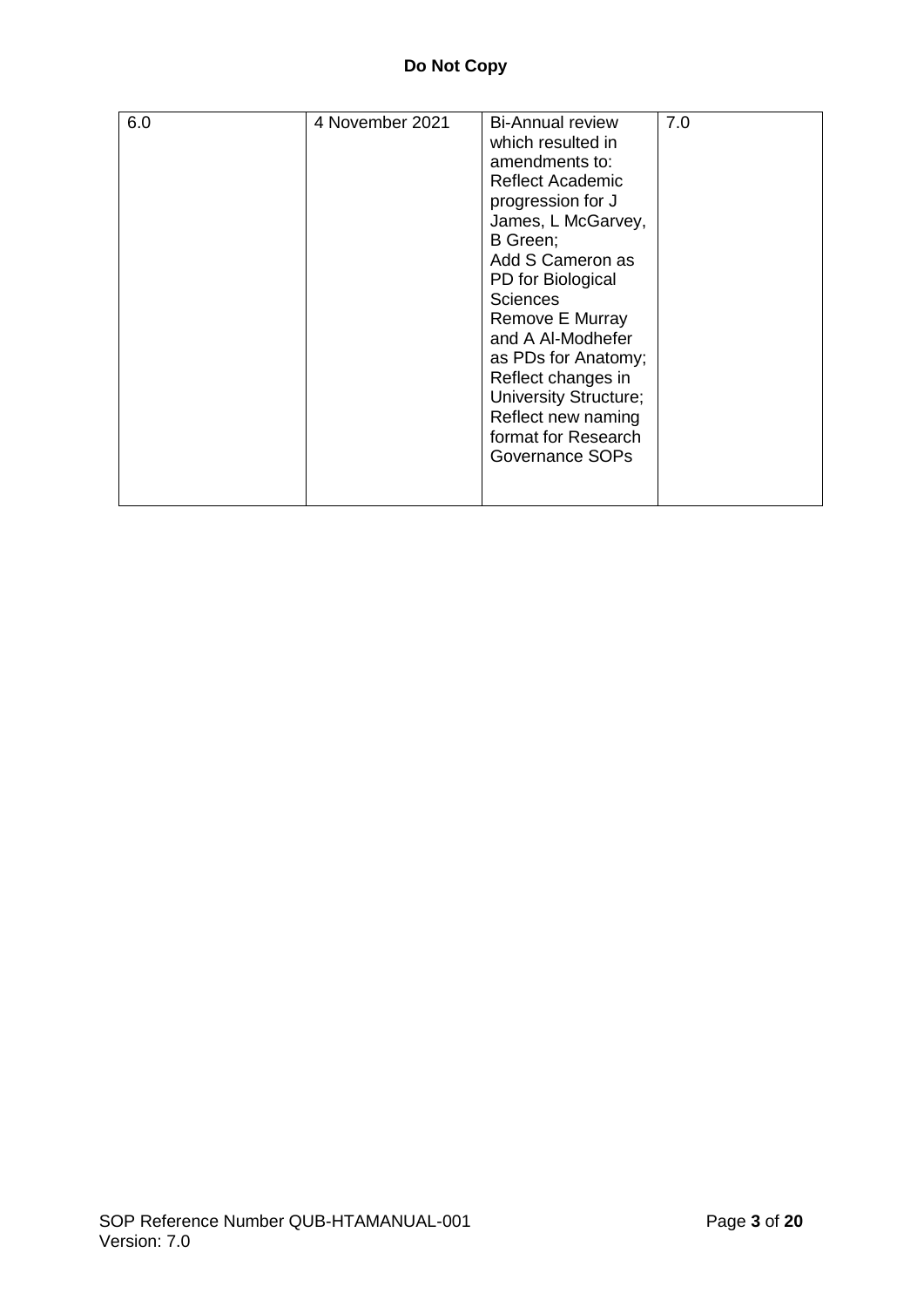**Do Not Copy**

| | | | |
|---|---|---|---|
| 6.0 | 4 November 2021 | Bi-Annual review which resulted in amendments to: Reflect Academic progression for J James, L McGarvey, B Green; Add S Cameron as PD for Biological Sciences Remove E Murray and A Al-Modhefer as PDs for Anatomy; Reflect changes in University Structure; Reflect new naming format for Research Governance SOPs | 7.0 |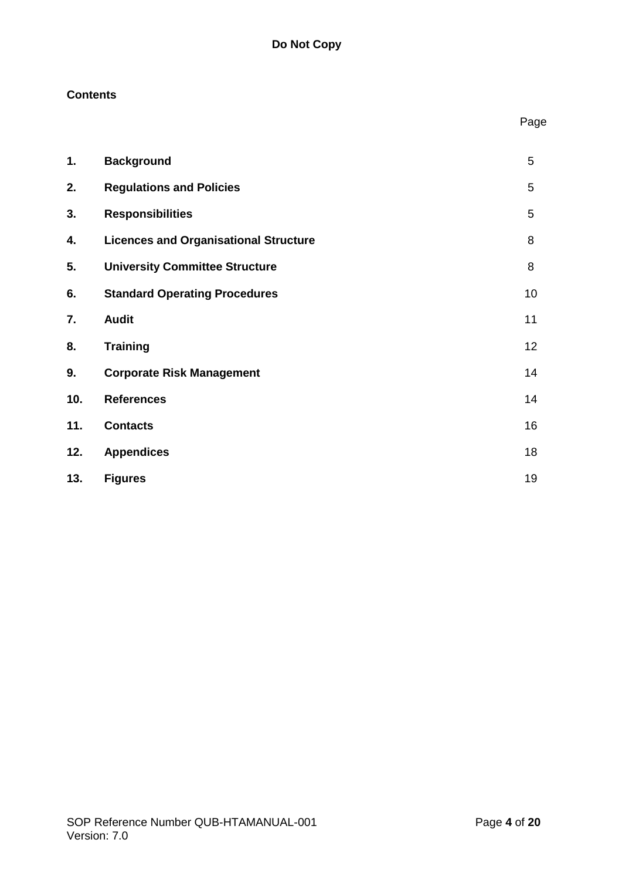**Do Not Copy**

## Contents

| | | Page |
|---|---|---|
| **1.** | **Background** | 5 |
| **2.** | **Regulations and Policies** | 5 |
| **3.** | **Responsibilities** | 5 |
| **4.** | **Licences and Organisational Structure** | 8 |
| **5.** | **University Committee Structure** | 8 |
| **6.** | **Standard Operating Procedures** | 10 |
| **7.** | **Audit** | 11 |
| **8.** | **Training** | 12 |
| **9.** | **Corporate Risk Management** | 14 |
| **10.** | **References** | 14 |
| **11.** | **Contacts** | 16 |
| **12.** | **Appendices** | 18 |
| **13.** | **Figures** | 19 |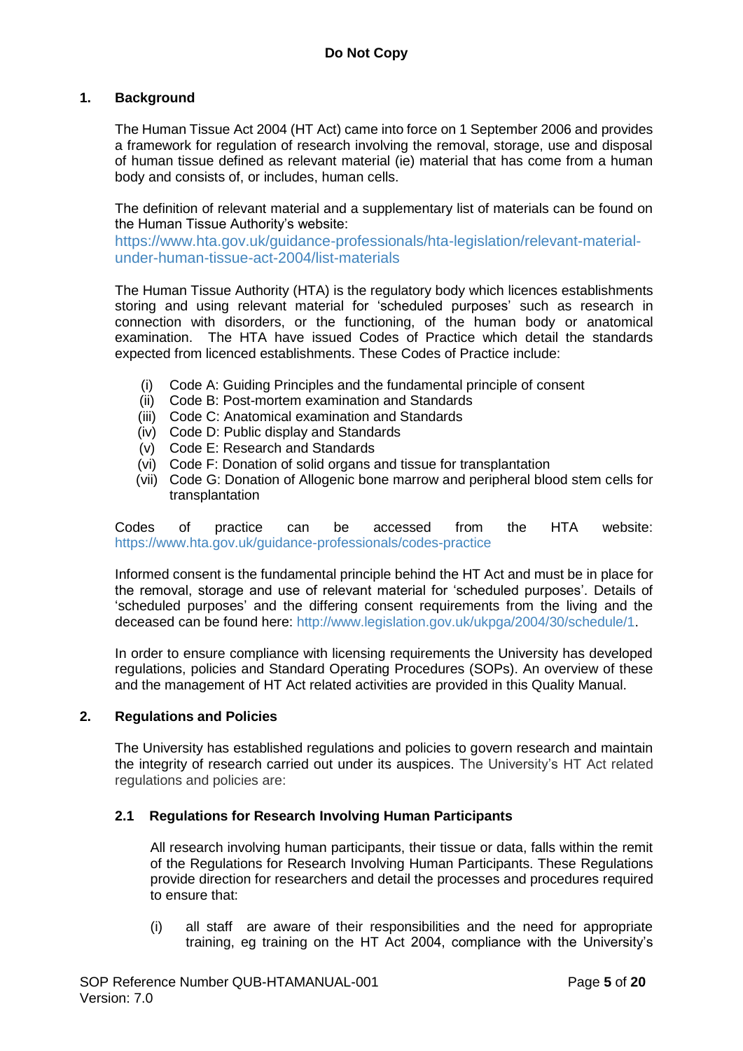## 1. Background

The Human Tissue Act 2004 (HT Act) came into force on 1 September 2006 and provides a framework for regulation of research involving the removal, storage, use and disposal of human tissue defined as relevant material (ie) material that has come from a human body and consists of, or includes, human cells.

The definition of relevant material and a supplementary list of materials can be found on the Human Tissue Authority's website:
https://www.hta.gov.uk/guidance-professionals/hta-legislation/relevant-material-under-human-tissue-act-2004/list-materials

The Human Tissue Authority (HTA) is the regulatory body which licences establishments storing and using relevant material for 'scheduled purposes' such as research in connection with disorders, or the functioning, of the human body or anatomical examination. The HTA have issued Codes of Practice which detail the standards expected from licenced establishments. These Codes of Practice include:

(i) Code A: Guiding Principles and the fundamental principle of consent
(ii) Code B: Post-mortem examination and Standards
(iii) Code C: Anatomical examination and Standards
(iv) Code D: Public display and Standards
(v) Code E: Research and Standards
(vi) Code F: Donation of solid organs and tissue for transplantation
(vii) Code G: Donation of Allogenic bone marrow and peripheral blood stem cells for transplantation

Codes of practice can be accessed from the HTA website: https://www.hta.gov.uk/guidance-professionals/codes-practice

Informed consent is the fundamental principle behind the HT Act and must be in place for the removal, storage and use of relevant material for 'scheduled purposes'. Details of 'scheduled purposes' and the differing consent requirements from the living and the deceased can be found here: http://www.legislation.gov.uk/ukpga/2004/30/schedule/1.

In order to ensure compliance with licensing requirements the University has developed regulations, policies and Standard Operating Procedures (SOPs). An overview of these and the management of HT Act related activities are provided in this Quality Manual.

## 2. Regulations and Policies

The University has established regulations and policies to govern research and maintain the integrity of research carried out under its auspices. The University's HT Act related regulations and policies are:

### 2.1 Regulations for Research Involving Human Participants

All research involving human participants, their tissue or data, falls within the remit of the Regulations for Research Involving Human Participants. These Regulations provide direction for researchers and detail the processes and procedures required to ensure that:

(i) all staff are aware of their responsibilities and the need for appropriate training, eg training on the HT Act 2004, compliance with the University's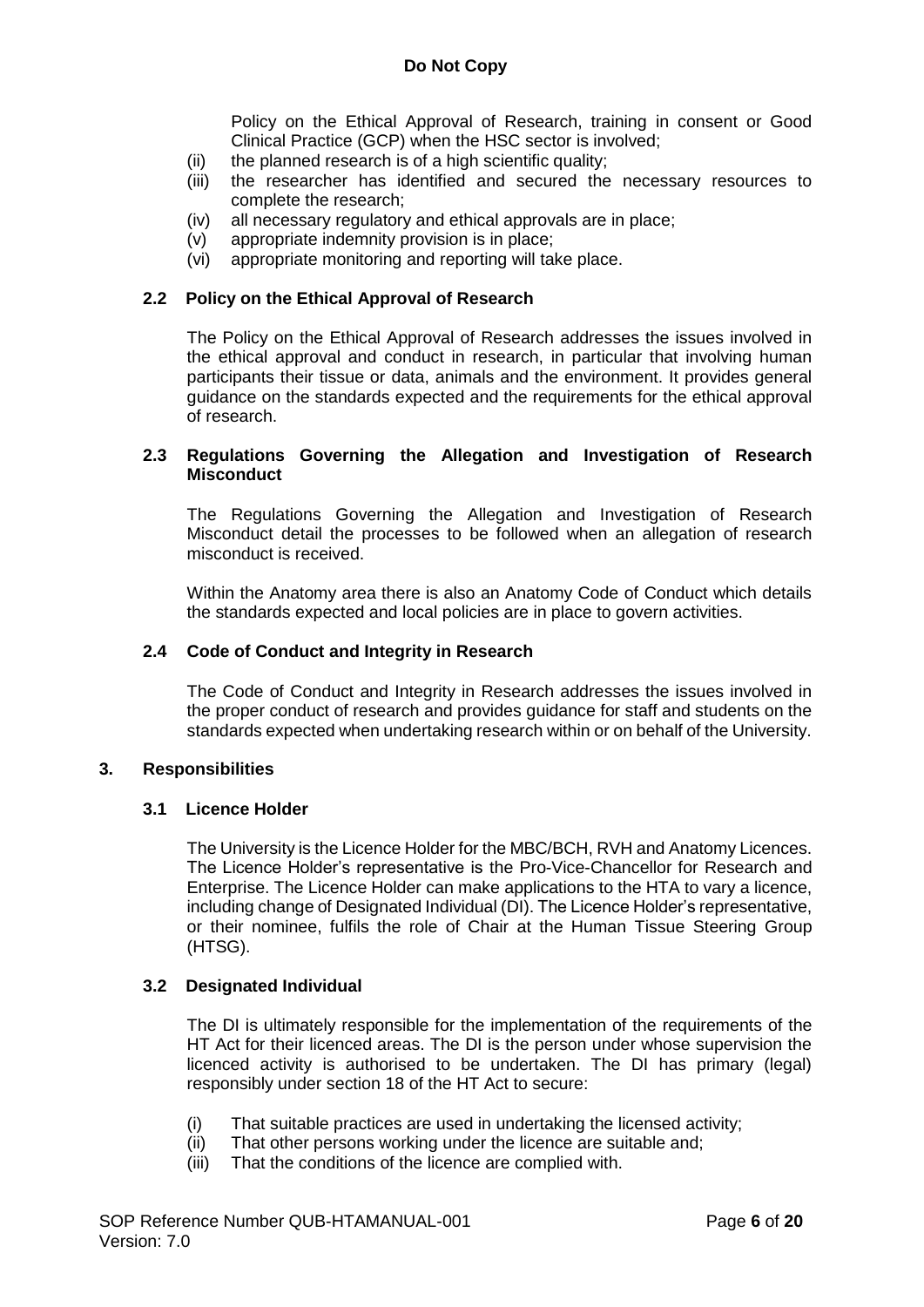Policy on the Ethical Approval of Research, training in consent or Good Clinical Practice (GCP) when the HSC sector is involved;

(ii) the planned research is of a high scientific quality;
(iii) the researcher has identified and secured the necessary resources to complete the research;
(iv) all necessary regulatory and ethical approvals are in place;
(v) appropriate indemnity provision is in place;
(vi) appropriate monitoring and reporting will take place.

### 2.2 Policy on the Ethical Approval of Research

The Policy on the Ethical Approval of Research addresses the issues involved in the ethical approval and conduct in research, in particular that involving human participants their tissue or data, animals and the environment. It provides general guidance on the standards expected and the requirements for the ethical approval of research.

### 2.3 Regulations Governing the Allegation and Investigation of Research Misconduct

The Regulations Governing the Allegation and Investigation of Research Misconduct detail the processes to be followed when an allegation of research misconduct is received.

Within the Anatomy area there is also an Anatomy Code of Conduct which details the standards expected and local policies are in place to govern activities.

### 2.4 Code of Conduct and Integrity in Research

The Code of Conduct and Integrity in Research addresses the issues involved in the proper conduct of research and provides guidance for staff and students on the standards expected when undertaking research within or on behalf of the University.

## 3. Responsibilities

### 3.1 Licence Holder

The University is the Licence Holder for the MBC/BCH, RVH and Anatomy Licences. The Licence Holder's representative is the Pro-Vice-Chancellor for Research and Enterprise. The Licence Holder can make applications to the HTA to vary a licence, including change of Designated Individual (DI). The Licence Holder's representative, or their nominee, fulfils the role of Chair at the Human Tissue Steering Group (HTSG).

### 3.2 Designated Individual

The DI is ultimately responsible for the implementation of the requirements of the HT Act for their licenced areas. The DI is the person under whose supervision the licenced activity is authorised to be undertaken. The DI has primary (legal) responsibly under section 18 of the HT Act to secure:

(i) That suitable practices are used in undertaking the licensed activity;
(ii) That other persons working under the licence are suitable and;
(iii) That the conditions of the licence are complied with.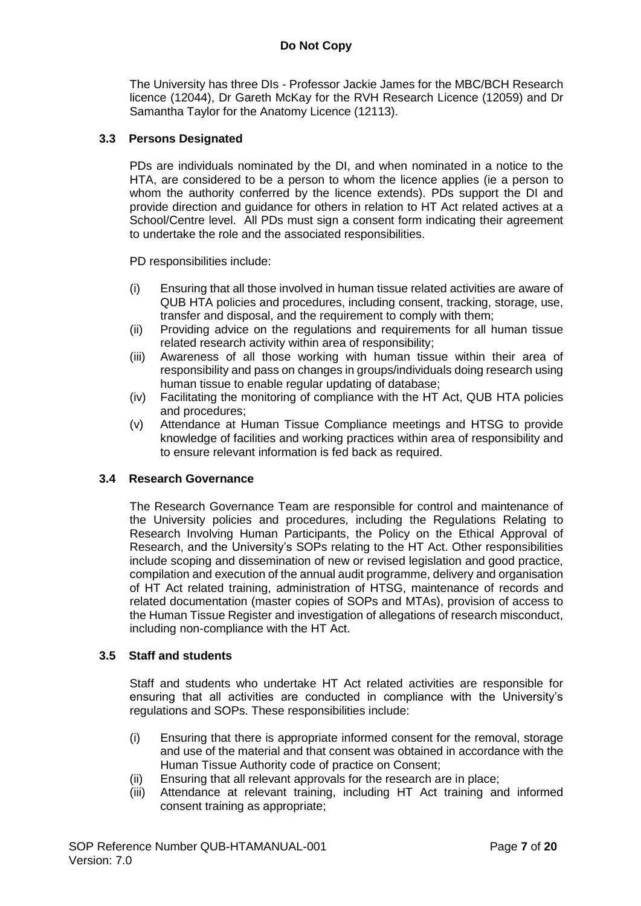The University has three DIs - Professor Jackie James for the MBC/BCH Research licence (12044), Dr Gareth McKay for the RVH Research Licence (12059) and Dr Samantha Taylor for the Anatomy Licence (12113).

### 3.3 Persons Designated

PDs are individuals nominated by the DI, and when nominated in a notice to the HTA, are considered to be a person to whom the licence applies (ie a person to whom the authority conferred by the licence extends). PDs support the DI and provide direction and guidance for others in relation to HT Act related actives at a School/Centre level. All PDs must sign a consent form indicating their agreement to undertake the role and the associated responsibilities.

PD responsibilities include:

(i) Ensuring that all those involved in human tissue related activities are aware of QUB HTA policies and procedures, including consent, tracking, storage, use, transfer and disposal, and the requirement to comply with them;
(ii) Providing advice on the regulations and requirements for all human tissue related research activity within area of responsibility;
(iii) Awareness of all those working with human tissue within their area of responsibility and pass on changes in groups/individuals doing research using human tissue to enable regular updating of database;
(iv) Facilitating the monitoring of compliance with the HT Act, QUB HTA policies and procedures;
(v) Attendance at Human Tissue Compliance meetings and HTSG to provide knowledge of facilities and working practices within area of responsibility and to ensure relevant information is fed back as required.

### 3.4 Research Governance

The Research Governance Team are responsible for control and maintenance of the University policies and procedures, including the Regulations Relating to Research Involving Human Participants, the Policy on the Ethical Approval of Research, and the University's SOPs relating to the HT Act. Other responsibilities include scoping and dissemination of new or revised legislation and good practice, compilation and execution of the annual audit programme, delivery and organisation of HT Act related training, administration of HTSG, maintenance of records and related documentation (master copies of SOPs and MTAs), provision of access to the Human Tissue Register and investigation of allegations of research misconduct, including non-compliance with the HT Act.

### 3.5 Staff and students

Staff and students who undertake HT Act related activities are responsible for ensuring that all activities are conducted in compliance with the University's regulations and SOPs. These responsibilities include:

(i) Ensuring that there is appropriate informed consent for the removal, storage and use of the material and that consent was obtained in accordance with the Human Tissue Authority code of practice on Consent;
(ii) Ensuring that all relevant approvals for the research are in place;
(iii) Attendance at relevant training, including HT Act training and informed consent training as appropriate;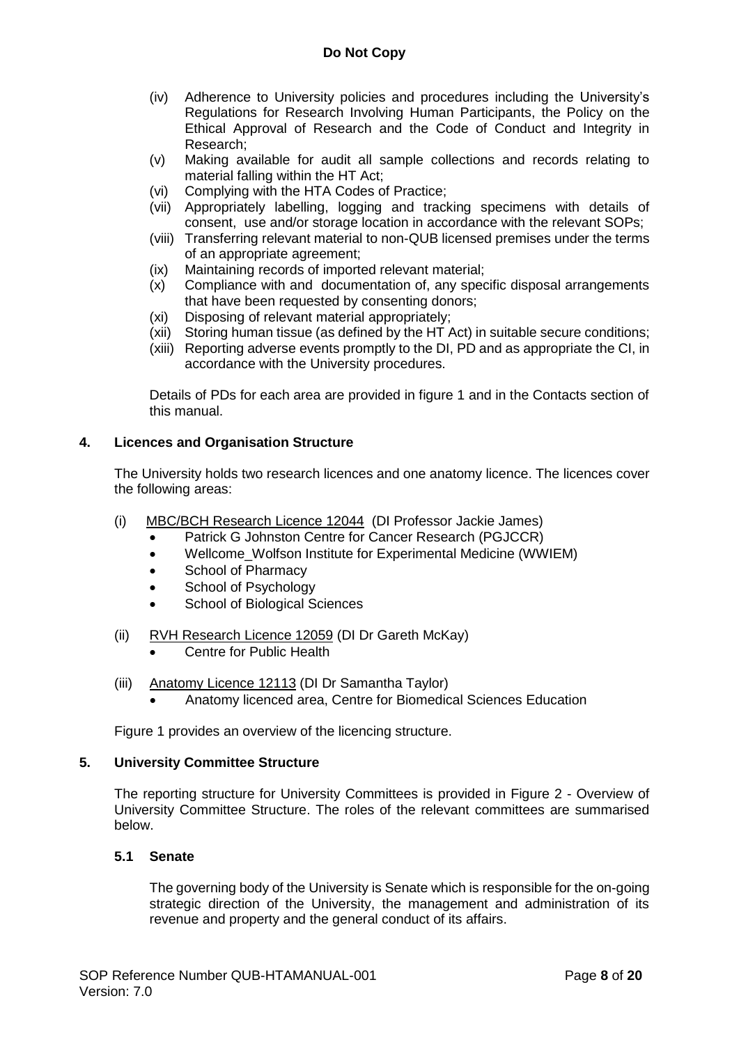(iv) Adherence to University policies and procedures including the University's Regulations for Research Involving Human Participants, the Policy on the Ethical Approval of Research and the Code of Conduct and Integrity in Research;

(v) Making available for audit all sample collections and records relating to material falling within the HT Act;

(vi) Complying with the HTA Codes of Practice;

(vii) Appropriately labelling, logging and tracking specimens with details of consent, use and/or storage location in accordance with the relevant SOPs;

(viii) Transferring relevant material to non-QUB licensed premises under the terms of an appropriate agreement;

(ix) Maintaining records of imported relevant material;

(x) Compliance with and documentation of, any specific disposal arrangements that have been requested by consenting donors;

(xi) Disposing of relevant material appropriately;

(xii) Storing human tissue (as defined by the HT Act) in suitable secure conditions;

(xiii) Reporting adverse events promptly to the DI, PD and as appropriate the CI, in accordance with the University procedures.

Details of PDs for each area are provided in figure 1 and in the Contacts section of this manual.

## 4. Licences and Organisation Structure

The University holds two research licences and one anatomy licence. The licences cover the following areas:

(i) MBC/BCH Research Licence 12044 (DI Professor Jackie James)
- Patrick G Johnston Centre for Cancer Research (PGJCCR)
- Wellcome_Wolfson Institute for Experimental Medicine (WWIEM)
- School of Pharmacy
- School of Psychology
- School of Biological Sciences

(ii) RVH Research Licence 12059 (DI Dr Gareth McKay)
- Centre for Public Health

(iii) Anatomy Licence 12113 (DI Dr Samantha Taylor)
- Anatomy licenced area, Centre for Biomedical Sciences Education

Figure 1 provides an overview of the licencing structure.

## 5. University Committee Structure

The reporting structure for University Committees is provided in Figure 2 - Overview of University Committee Structure. The roles of the relevant committees are summarised below.

### 5.1 Senate

The governing body of the University is Senate which is responsible for the on-going strategic direction of the University, the management and administration of its revenue and property and the general conduct of its affairs.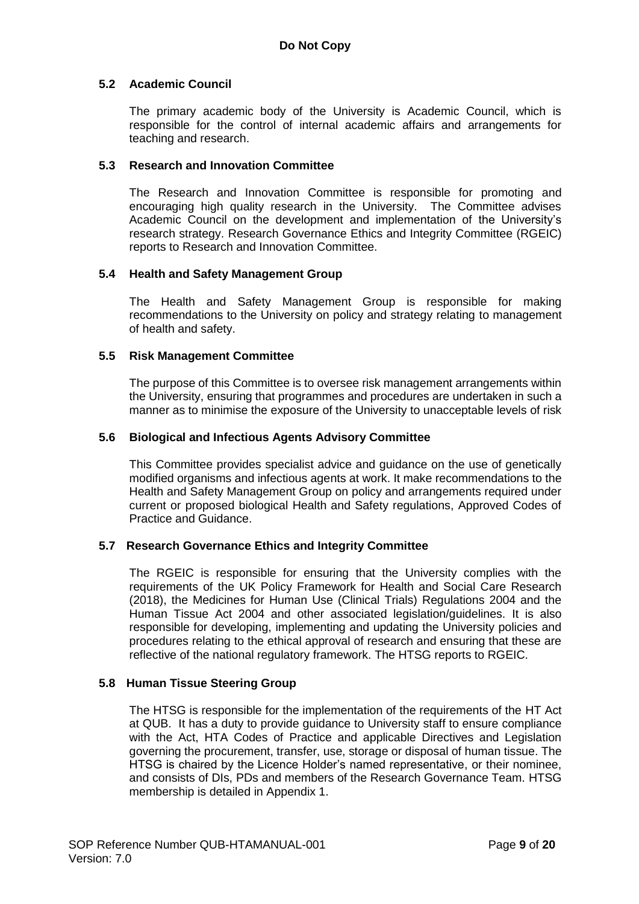### 5.2 Academic Council

The primary academic body of the University is Academic Council, which is responsible for the control of internal academic affairs and arrangements for teaching and research.

### 5.3 Research and Innovation Committee

The Research and Innovation Committee is responsible for promoting and encouraging high quality research in the University. The Committee advises Academic Council on the development and implementation of the University's research strategy. Research Governance Ethics and Integrity Committee (RGEIC) reports to Research and Innovation Committee.

### 5.4 Health and Safety Management Group

The Health and Safety Management Group is responsible for making recommendations to the University on policy and strategy relating to management of health and safety.

### 5.5 Risk Management Committee

The purpose of this Committee is to oversee risk management arrangements within the University, ensuring that programmes and procedures are undertaken in such a manner as to minimise the exposure of the University to unacceptable levels of risk

### 5.6 Biological and Infectious Agents Advisory Committee

This Committee provides specialist advice and guidance on the use of genetically modified organisms and infectious agents at work. It make recommendations to the Health and Safety Management Group on policy and arrangements required under current or proposed biological Health and Safety regulations, Approved Codes of Practice and Guidance.

### 5.7 Research Governance Ethics and Integrity Committee

The RGEIC is responsible for ensuring that the University complies with the requirements of the UK Policy Framework for Health and Social Care Research (2018), the Medicines for Human Use (Clinical Trials) Regulations 2004 and the Human Tissue Act 2004 and other associated legislation/guidelines. It is also responsible for developing, implementing and updating the University policies and procedures relating to the ethical approval of research and ensuring that these are reflective of the national regulatory framework. The HTSG reports to RGEIC.

### 5.8 Human Tissue Steering Group

The HTSG is responsible for the implementation of the requirements of the HT Act at QUB. It has a duty to provide guidance to University staff to ensure compliance with the Act, HTA Codes of Practice and applicable Directives and Legislation governing the procurement, transfer, use, storage or disposal of human tissue. The HTSG is chaired by the Licence Holder's named representative, or their nominee, and consists of DIs, PDs and members of the Research Governance Team. HTSG membership is detailed in Appendix 1.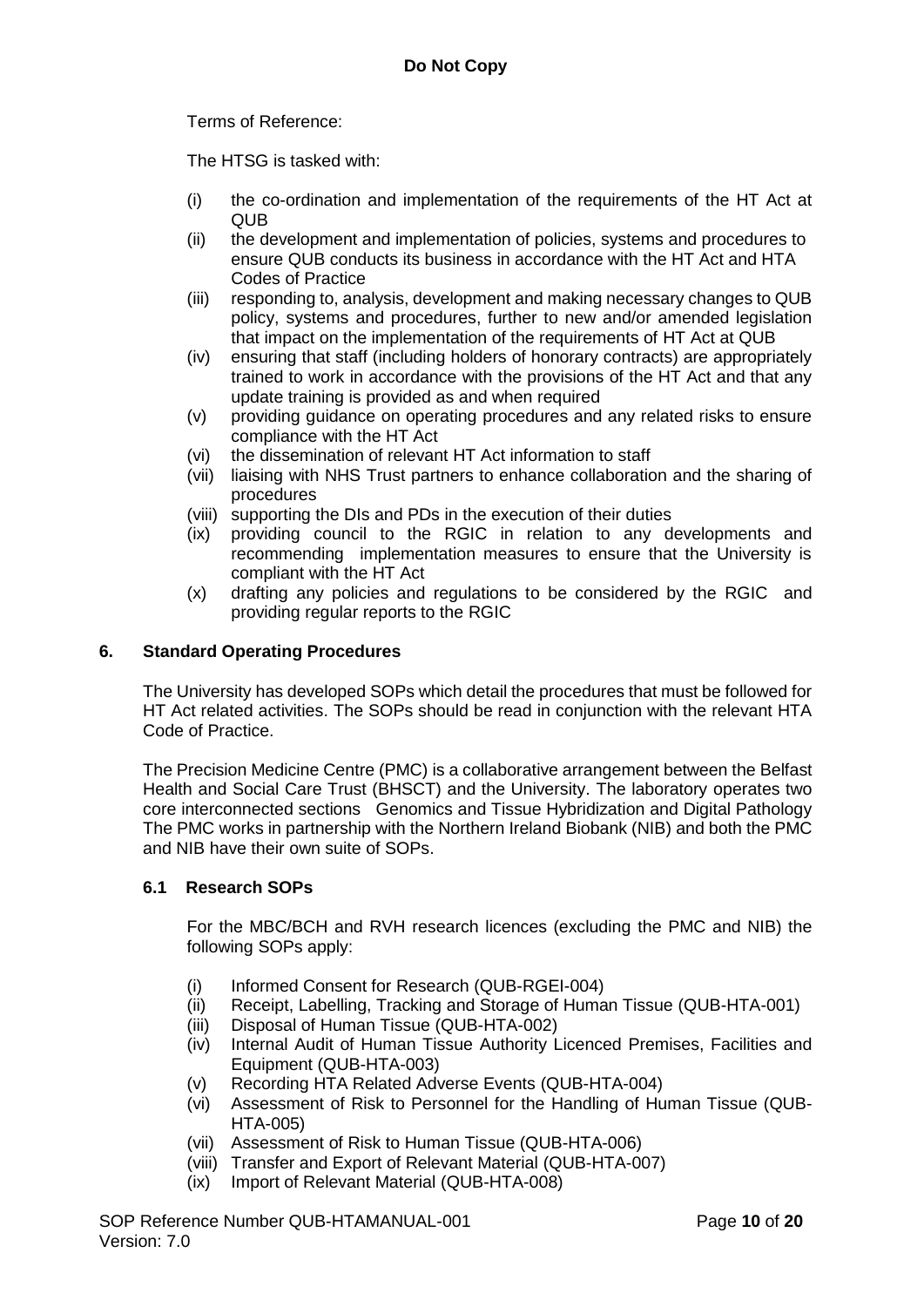Terms of Reference:

The HTSG is tasked with:

(i) the co-ordination and implementation of the requirements of the HT Act at QUB
(ii) the development and implementation of policies, systems and procedures to ensure QUB conducts its business in accordance with the HT Act and HTA Codes of Practice
(iii) responding to, analysis, development and making necessary changes to QUB policy, systems and procedures, further to new and/or amended legislation that impact on the implementation of the requirements of HT Act at QUB
(iv) ensuring that staff (including holders of honorary contracts) are appropriately trained to work in accordance with the provisions of the HT Act and that any update training is provided as and when required
(v) providing guidance on operating procedures and any related risks to ensure compliance with the HT Act
(vi) the dissemination of relevant HT Act information to staff
(vii) liaising with NHS Trust partners to enhance collaboration and the sharing of procedures
(viii) supporting the DIs and PDs in the execution of their duties
(ix) providing council to the RGIC in relation to any developments and recommending implementation measures to ensure that the University is compliant with the HT Act
(x) drafting any policies and regulations to be considered by the RGIC and providing regular reports to the RGIC

## 6. Standard Operating Procedures

The University has developed SOPs which detail the procedures that must be followed for HT Act related activities. The SOPs should be read in conjunction with the relevant HTA Code of Practice.

The Precision Medicine Centre (PMC) is a collaborative arrangement between the Belfast Health and Social Care Trust (BHSCT) and the University. The laboratory operates two core interconnected sections Genomics and Tissue Hybridization and Digital Pathology The PMC works in partnership with the Northern Ireland Biobank (NIB) and both the PMC and NIB have their own suite of SOPs.

### 6.1 Research SOPs

For the MBC/BCH and RVH research licences (excluding the PMC and NIB) the following SOPs apply:

(i) Informed Consent for Research (QUB-RGEI-004)
(ii) Receipt, Labelling, Tracking and Storage of Human Tissue (QUB-HTA-001)
(iii) Disposal of Human Tissue (QUB-HTA-002)
(iv) Internal Audit of Human Tissue Authority Licenced Premises, Facilities and Equipment (QUB-HTA-003)
(v) Recording HTA Related Adverse Events (QUB-HTA-004)
(vi) Assessment of Risk to Personnel for the Handling of Human Tissue (QUB-HTA-005)
(vii) Assessment of Risk to Human Tissue (QUB-HTA-006)
(viii) Transfer and Export of Relevant Material (QUB-HTA-007)
(ix) Import of Relevant Material (QUB-HTA-008)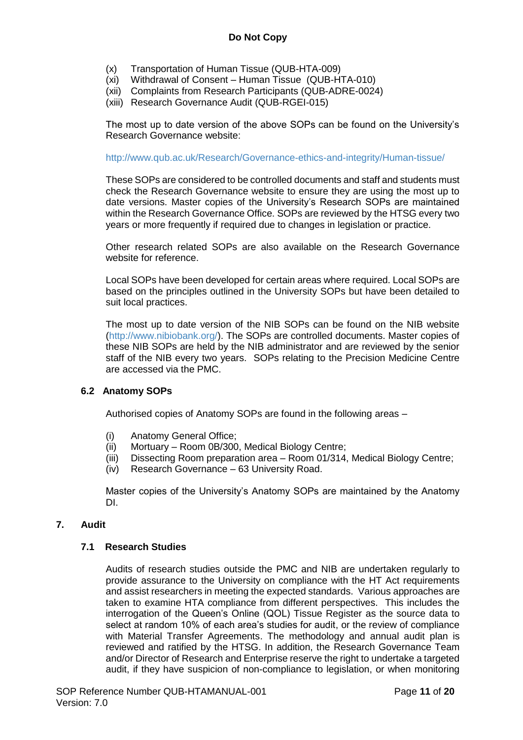(x) Transportation of Human Tissue (QUB-HTA-009)
(xi) Withdrawal of Consent – Human Tissue (QUB-HTA-010)
(xii) Complaints from Research Participants (QUB-ADRE-0024)
(xiii) Research Governance Audit (QUB-RGEI-015)

The most up to date version of the above SOPs can be found on the University's Research Governance website:

http://www.qub.ac.uk/Research/Governance-ethics-and-integrity/Human-tissue/

These SOPs are considered to be controlled documents and staff and students must check the Research Governance website to ensure they are using the most up to date versions. Master copies of the University's Research SOPs are maintained within the Research Governance Office. SOPs are reviewed by the HTSG every two years or more frequently if required due to changes in legislation or practice.

Other research related SOPs are also available on the Research Governance website for reference.

Local SOPs have been developed for certain areas where required. Local SOPs are based on the principles outlined in the University SOPs but have been detailed to suit local practices.

The most up to date version of the NIB SOPs can be found on the NIB website (http://www.nibiobank.org/). The SOPs are controlled documents. Master copies of these NIB SOPs are held by the NIB administrator and are reviewed by the senior staff of the NIB every two years. SOPs relating to the Precision Medicine Centre are accessed via the PMC.

### 6.2 Anatomy SOPs

Authorised copies of Anatomy SOPs are found in the following areas –

(i) Anatomy General Office;
(ii) Mortuary – Room 0B/300, Medical Biology Centre;
(iii) Dissecting Room preparation area – Room 01/314, Medical Biology Centre;
(iv) Research Governance – 63 University Road.

Master copies of the University's Anatomy SOPs are maintained by the Anatomy DI.

## 7. Audit

### 7.1 Research Studies

Audits of research studies outside the PMC and NIB are undertaken regularly to provide assurance to the University on compliance with the HT Act requirements and assist researchers in meeting the expected standards. Various approaches are taken to examine HTA compliance from different perspectives. This includes the interrogation of the Queen's Online (QOL) Tissue Register as the source data to select at random 10% of each area's studies for audit, or the review of compliance with Material Transfer Agreements. The methodology and annual audit plan is reviewed and ratified by the HTSG. In addition, the Research Governance Team and/or Director of Research and Enterprise reserve the right to undertake a targeted audit, if they have suspicion of non-compliance to legislation, or when monitoring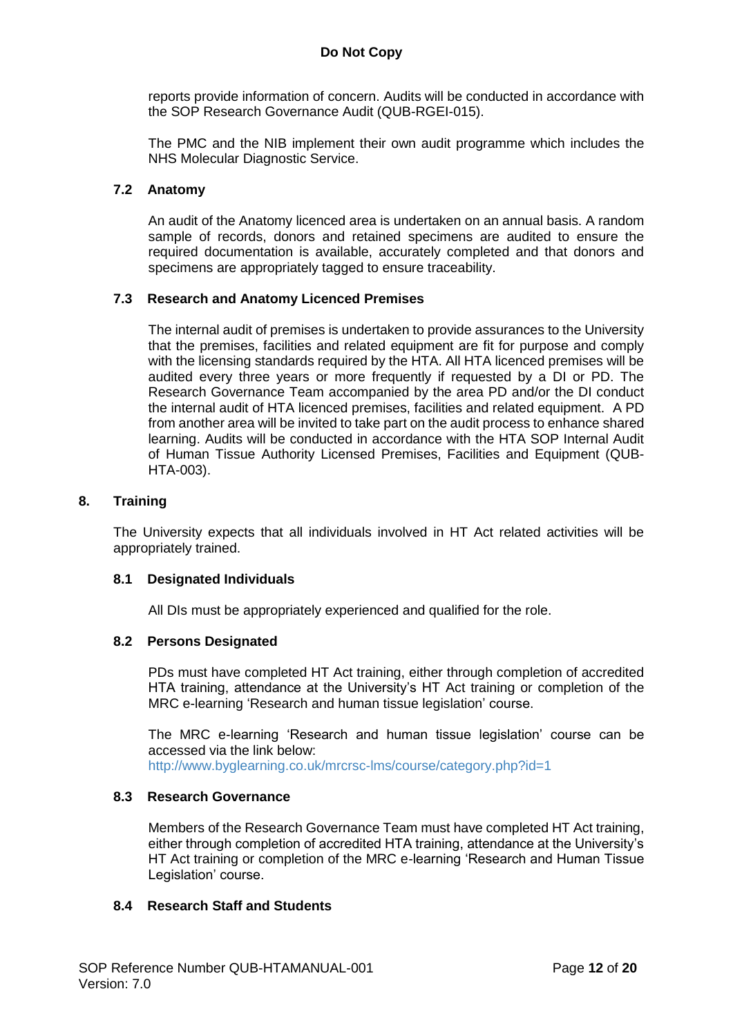reports provide information of concern. Audits will be conducted in accordance with the SOP Research Governance Audit (QUB-RGEI-015).

The PMC and the NIB implement their own audit programme which includes the NHS Molecular Diagnostic Service.

### 7.2 Anatomy

An audit of the Anatomy licenced area is undertaken on an annual basis. A random sample of records, donors and retained specimens are audited to ensure the required documentation is available, accurately completed and that donors and specimens are appropriately tagged to ensure traceability.

### 7.3 Research and Anatomy Licenced Premises

The internal audit of premises is undertaken to provide assurances to the University that the premises, facilities and related equipment are fit for purpose and comply with the licensing standards required by the HTA. All HTA licenced premises will be audited every three years or more frequently if requested by a DI or PD. The Research Governance Team accompanied by the area PD and/or the DI conduct the internal audit of HTA licenced premises, facilities and related equipment. A PD from another area will be invited to take part on the audit process to enhance shared learning. Audits will be conducted in accordance with the HTA SOP Internal Audit of Human Tissue Authority Licensed Premises, Facilities and Equipment (QUB-HTA-003).

## 8. Training

The University expects that all individuals involved in HT Act related activities will be appropriately trained.

### 8.1 Designated Individuals

All DIs must be appropriately experienced and qualified for the role.

### 8.2 Persons Designated

PDs must have completed HT Act training, either through completion of accredited HTA training, attendance at the University's HT Act training or completion of the MRC e-learning 'Research and human tissue legislation' course.

The MRC e-learning 'Research and human tissue legislation' course can be accessed via the link below:
http://www.byglearning.co.uk/mrcrsc-lms/course/category.php?id=1

### 8.3 Research Governance

Members of the Research Governance Team must have completed HT Act training, either through completion of accredited HTA training, attendance at the University's HT Act training or completion of the MRC e-learning 'Research and Human Tissue Legislation' course.

### 8.4 Research Staff and Students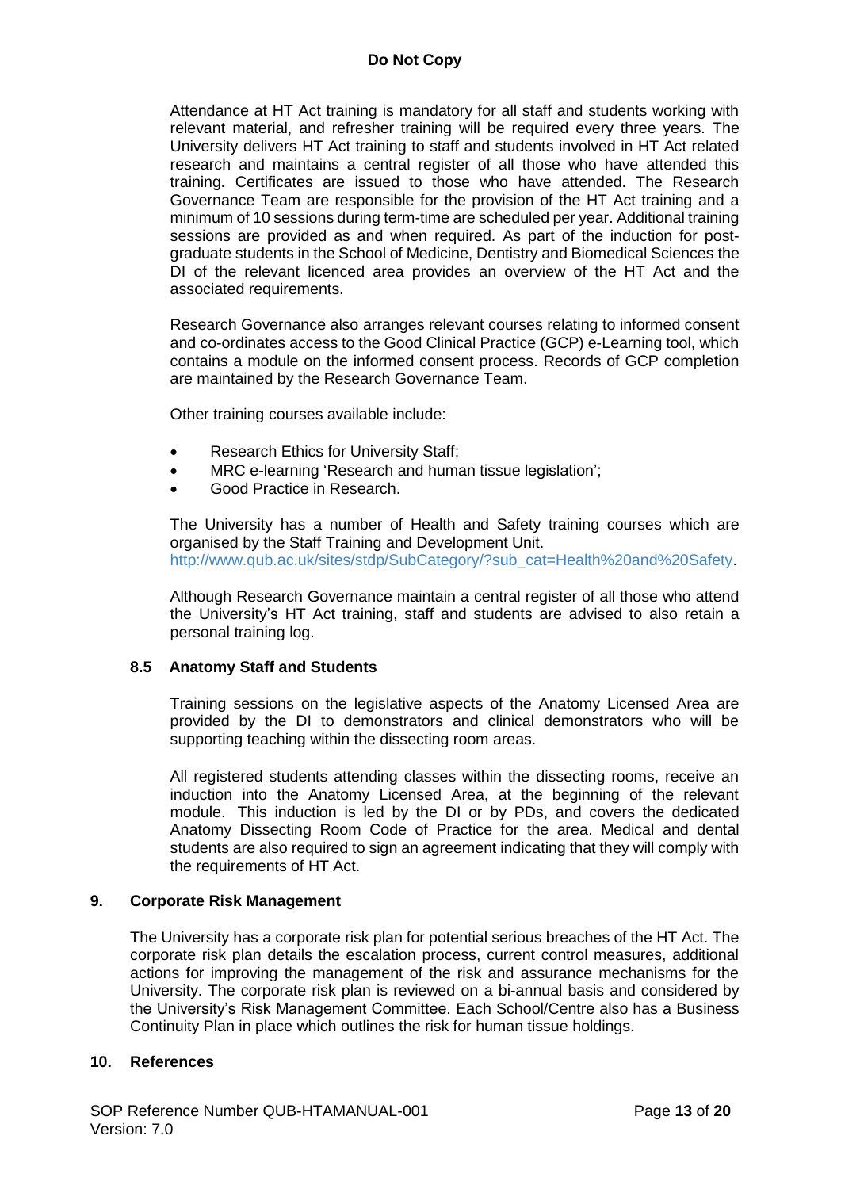Attendance at HT Act training is mandatory for all staff and students working with relevant material, and refresher training will be required every three years. The University delivers HT Act training to staff and students involved in HT Act related research and maintains a central register of all those who have attended this training**.** Certificates are issued to those who have attended. The Research Governance Team are responsible for the provision of the HT Act training and a minimum of 10 sessions during term-time are scheduled per year. Additional training sessions are provided as and when required. As part of the induction for post-graduate students in the School of Medicine, Dentistry and Biomedical Sciences the DI of the relevant licenced area provides an overview of the HT Act and the associated requirements.

Research Governance also arranges relevant courses relating to informed consent and co-ordinates access to the Good Clinical Practice (GCP) e-Learning tool, which contains a module on the informed consent process. Records of GCP completion are maintained by the Research Governance Team.

Other training courses available include:

- Research Ethics for University Staff;
- MRC e-learning 'Research and human tissue legislation';
- Good Practice in Research.

The University has a number of Health and Safety training courses which are organised by the Staff Training and Development Unit. http://www.qub.ac.uk/sites/stdp/SubCategory/?sub_cat=Health%20and%20Safety.

Although Research Governance maintain a central register of all those who attend the University's HT Act training, staff and students are advised to also retain a personal training log.

### 8.5 Anatomy Staff and Students

Training sessions on the legislative aspects of the Anatomy Licensed Area are provided by the DI to demonstrators and clinical demonstrators who will be supporting teaching within the dissecting room areas.

All registered students attending classes within the dissecting rooms, receive an induction into the Anatomy Licensed Area, at the beginning of the relevant module. This induction is led by the DI or by PDs, and covers the dedicated Anatomy Dissecting Room Code of Practice for the area. Medical and dental students are also required to sign an agreement indicating that they will comply with the requirements of HT Act.

## 9. Corporate Risk Management

The University has a corporate risk plan for potential serious breaches of the HT Act. The corporate risk plan details the escalation process, current control measures, additional actions for improving the management of the risk and assurance mechanisms for the University. The corporate risk plan is reviewed on a bi-annual basis and considered by the University's Risk Management Committee. Each School/Centre also has a Business Continuity Plan in place which outlines the risk for human tissue holdings.

## 10. References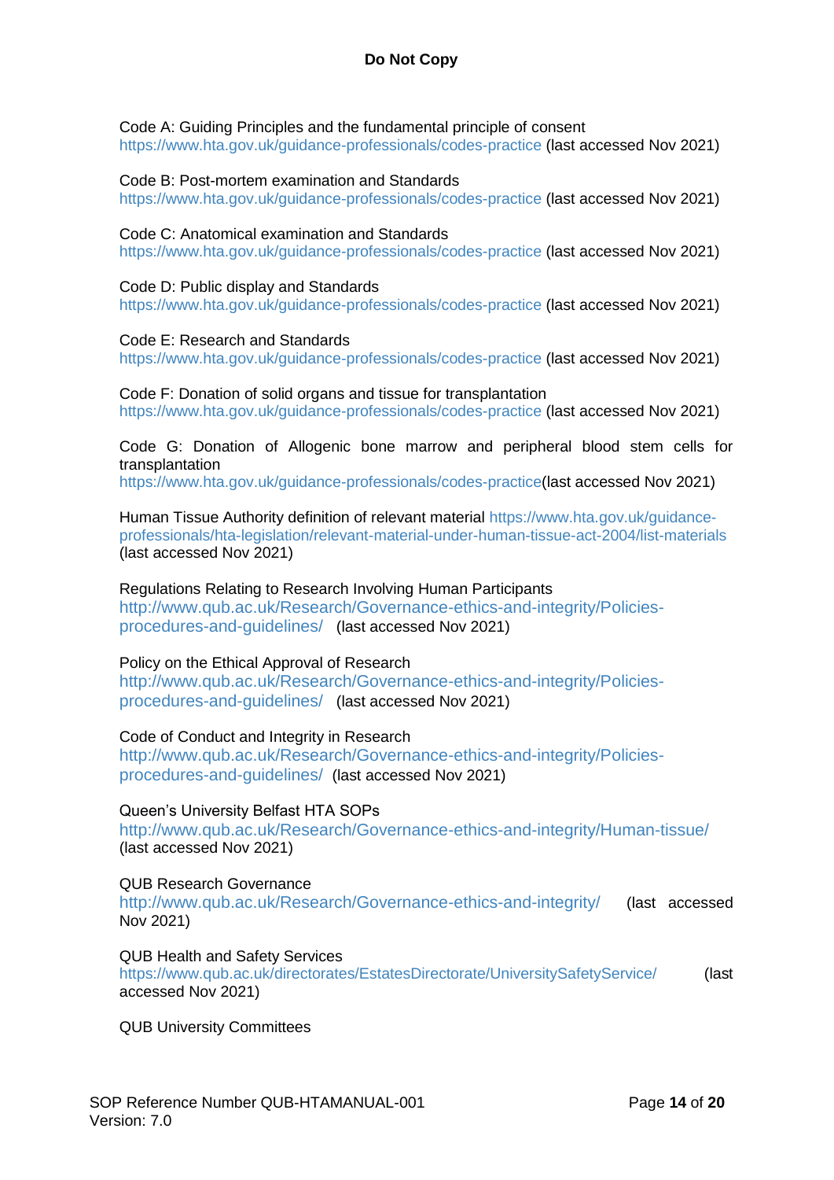Code A: Guiding Principles and the fundamental principle of consent
https://www.hta.gov.uk/guidance-professionals/codes-practice (last accessed Nov 2021)

Code B: Post-mortem examination and Standards
https://www.hta.gov.uk/guidance-professionals/codes-practice (last accessed Nov 2021)

Code C: Anatomical examination and Standards
https://www.hta.gov.uk/guidance-professionals/codes-practice (last accessed Nov 2021)

Code D: Public display and Standards
https://www.hta.gov.uk/guidance-professionals/codes-practice (last accessed Nov 2021)

Code E: Research and Standards
https://www.hta.gov.uk/guidance-professionals/codes-practice (last accessed Nov 2021)

Code F: Donation of solid organs and tissue for transplantation
https://www.hta.gov.uk/guidance-professionals/codes-practice (last accessed Nov 2021)

Code G: Donation of Allogenic bone marrow and peripheral blood stem cells for transplantation
https://www.hta.gov.uk/guidance-professionals/codes-practice(last accessed Nov 2021)

Human Tissue Authority definition of relevant material https://www.hta.gov.uk/guidance-professionals/hta-legislation/relevant-material-under-human-tissue-act-2004/list-materials (last accessed Nov 2021)

Regulations Relating to Research Involving Human Participants
http://www.qub.ac.uk/Research/Governance-ethics-and-integrity/Policies-procedures-and-guidelines/ (last accessed Nov 2021)

Policy on the Ethical Approval of Research
http://www.qub.ac.uk/Research/Governance-ethics-and-integrity/Policies-procedures-and-guidelines/ (last accessed Nov 2021)

Code of Conduct and Integrity in Research
http://www.qub.ac.uk/Research/Governance-ethics-and-integrity/Policies-procedures-and-guidelines/ (last accessed Nov 2021)

Queen's University Belfast HTA SOPs
http://www.qub.ac.uk/Research/Governance-ethics-and-integrity/Human-tissue/ (last accessed Nov 2021)

QUB Research Governance
http://www.qub.ac.uk/Research/Governance-ethics-and-integrity/ (last accessed Nov 2021)

QUB Health and Safety Services
https://www.qub.ac.uk/directorates/EstatesDirectorate/UniversitySafetyService/ (last accessed Nov 2021)

QUB University Committees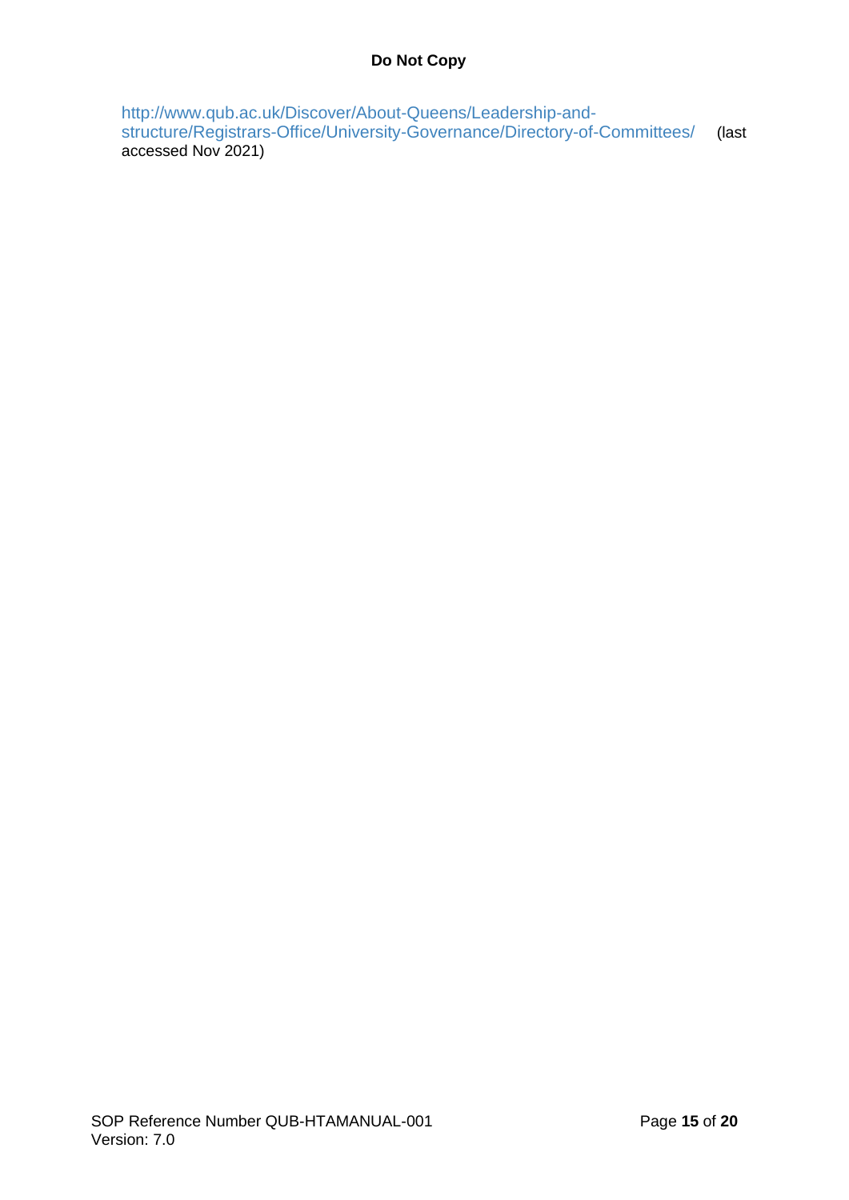http://www.qub.ac.uk/Discover/About-Queens/Leadership-and-structure/Registrars-Office/University-Governance/Directory-of-Committees/ (last accessed Nov 2021)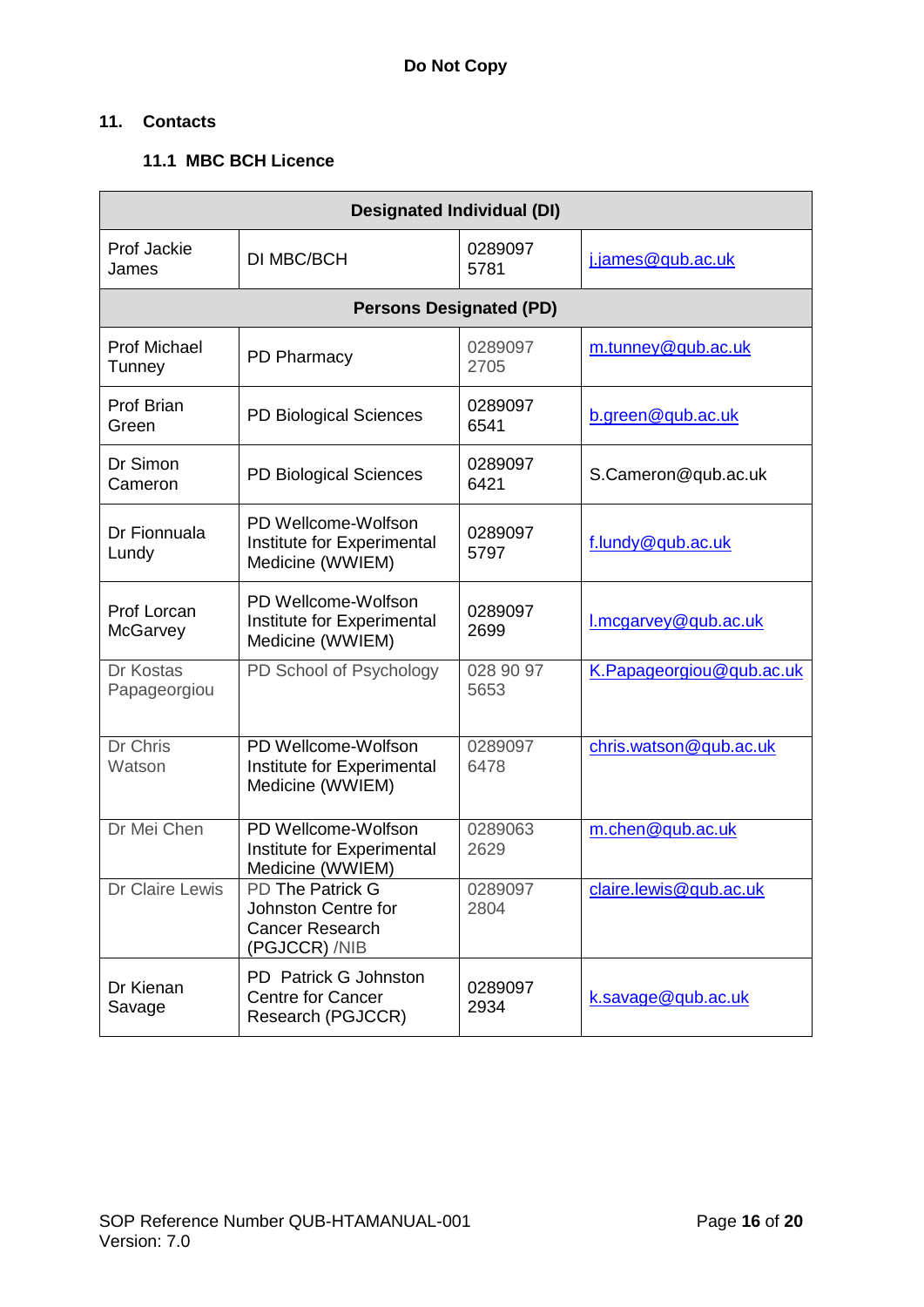**Do Not Copy**

## 11. Contacts

### 11.1 MBC BCH Licence

| Designated Individual (DI) | | | |
|---|---|---|---|
| Prof Jackie James | DI MBC/BCH | 0289097 5781 | j.james@qub.ac.uk |
| **Persons Designated (PD)** | | | |
| Prof Michael Tunney | PD Pharmacy | 0289097 2705 | m.tunney@qub.ac.uk |
| Prof Brian Green | PD Biological Sciences | 0289097 6541 | b.green@qub.ac.uk |
| Dr Simon Cameron | PD Biological Sciences | 0289097 6421 | S.Cameron@qub.ac.uk |
| Dr Fionnuala Lundy | PD Wellcome-Wolfson Institute for Experimental Medicine (WWIEM) | 0289097 5797 | f.lundy@qub.ac.uk |
| Prof Lorcan McGarvey | PD Wellcome-Wolfson Institute for Experimental Medicine (WWIEM) | 0289097 2699 | l.mcgarvey@qub.ac.uk |
| Dr Kostas Papageorgiou | PD School of Psychology | 028 90 97 5653 | K.Papageorgiou@qub.ac.uk |
| Dr Chris Watson | PD Wellcome-Wolfson Institute for Experimental Medicine (WWIEM) | 0289097 6478 | chris.watson@qub.ac.uk |
| Dr Mei Chen | PD Wellcome-Wolfson Institute for Experimental Medicine (WWIEM) | 0289063 2629 | m.chen@qub.ac.uk |
| Dr Claire Lewis | PD The Patrick G Johnston Centre for Cancer Research (PGJCCR) /NIB | 0289097 2804 | claire.lewis@qub.ac.uk |
| Dr Kienan Savage | PD Patrick G Johnston Centre for Cancer Research (PGJCCR) | 0289097 2934 | k.savage@qub.ac.uk |

SOP Reference Number QUB-HTAMANUAL-001
Version: 7.0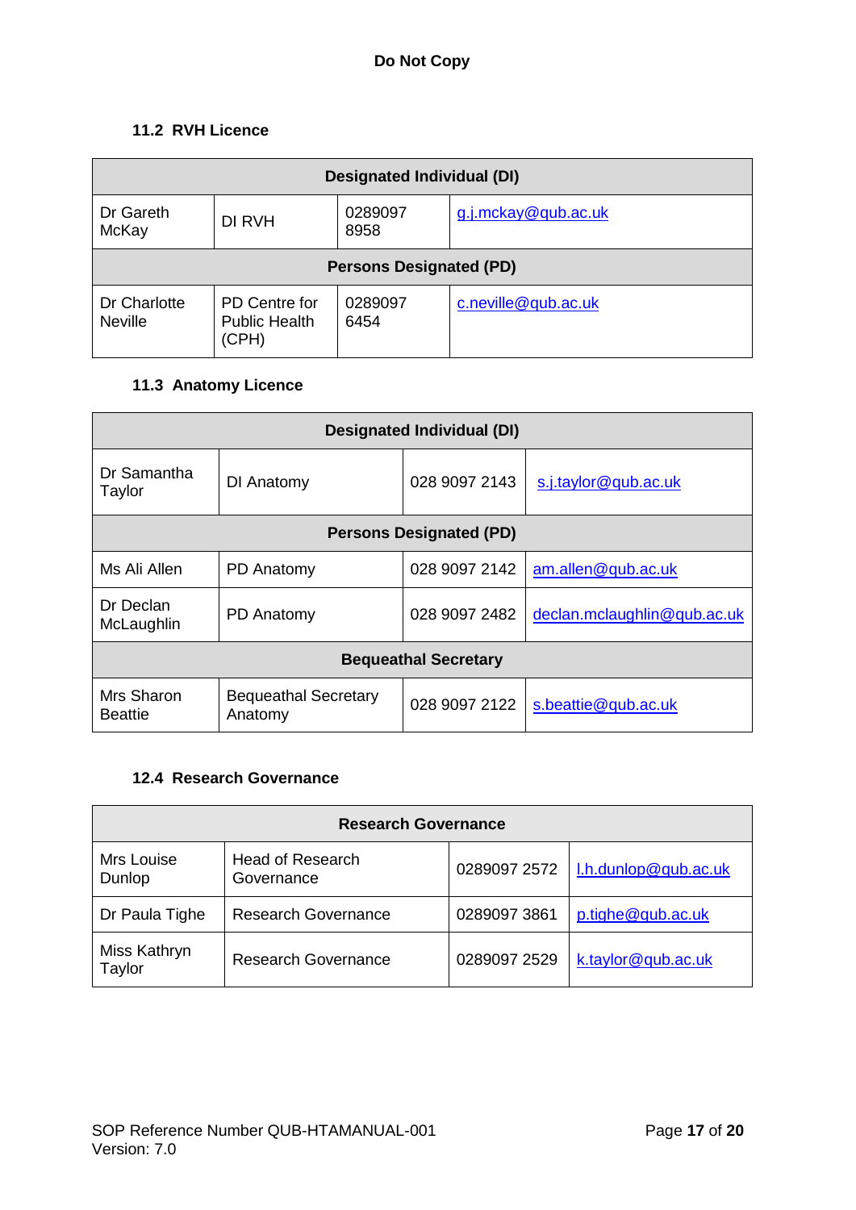**Do Not Copy**

### 11.2 RVH Licence

| Designated Individual (DI) | | | |
|---|---|---|---|
| Dr Gareth McKay | DI RVH | 0289097 8958 | g.j.mckay@qub.ac.uk |
| **Persons Designated (PD)** | | | |
| Dr Charlotte Neville | PD Centre for Public Health (CPH) | 0289097 6454 | c.neville@qub.ac.uk |

### 11.3 Anatomy Licence

| Designated Individual (DI) | | | |
|---|---|---|---|
| Dr Samantha Taylor | DI Anatomy | 028 9097 2143 | s.j.taylor@qub.ac.uk |
| **Persons Designated (PD)** | | | |
| Ms Ali Allen | PD Anatomy | 028 9097 2142 | am.allen@qub.ac.uk |
| Dr Declan McLaughlin | PD Anatomy | 028 9097 2482 | declan.mclaughlin@qub.ac.uk |
| **Bequeathal Secretary** | | | |
| Mrs Sharon Beattie | Bequeathal Secretary Anatomy | 028 9097 2122 | s.beattie@qub.ac.uk |

### 12.4 Research Governance

| Research Governance | | | |
|---|---|---|---|
| Mrs Louise Dunlop | Head of Research Governance | 0289097 2572 | l.h.dunlop@qub.ac.uk |
| Dr Paula Tighe | Research Governance | 0289097 3861 | p.tighe@qub.ac.uk |
| Miss Kathryn Taylor | Research Governance | 0289097 2529 | k.taylor@qub.ac.uk |

SOP Reference Number QUB-HTAMANUAL-001
Version: 7.0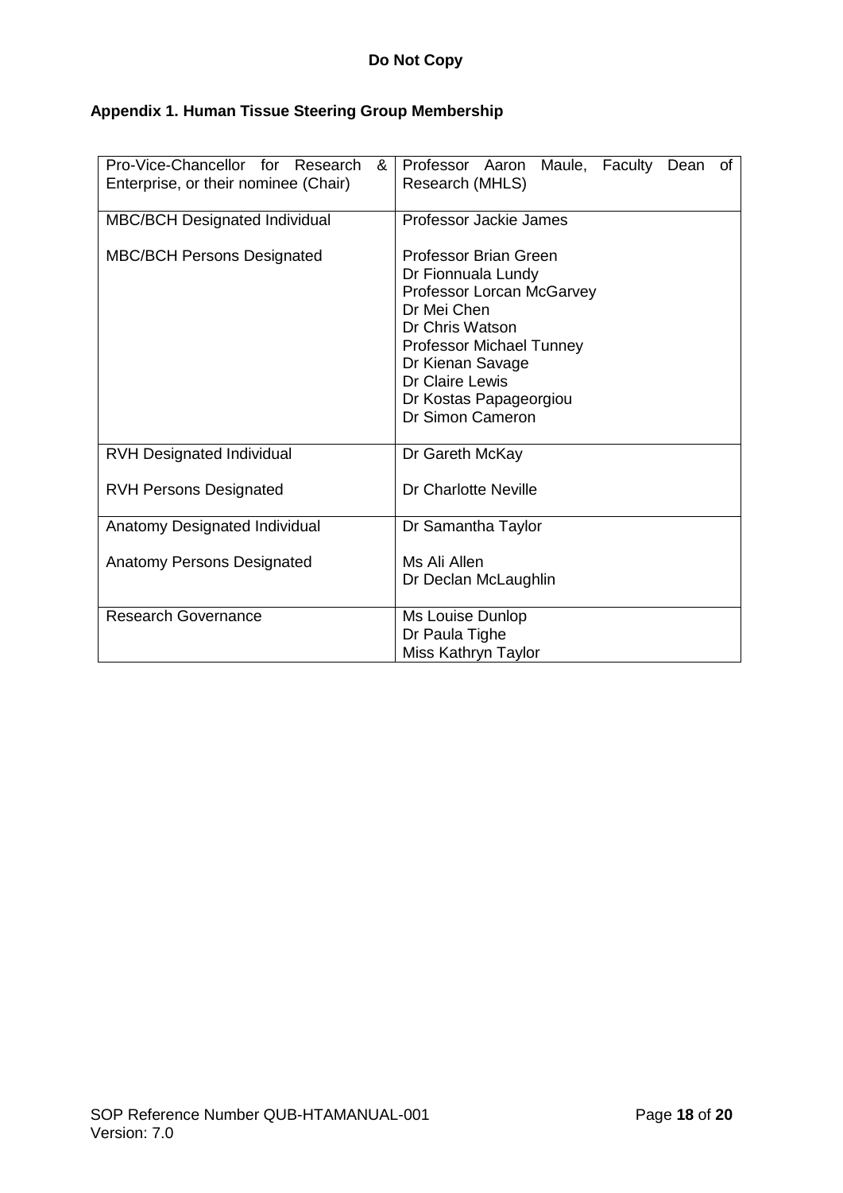**Do Not Copy**

## Appendix 1. Human Tissue Steering Group Membership

| Role | Member(s) |
|---|---|
| Pro-Vice-Chancellor for Research & Enterprise, or their nominee (Chair) | Professor Aaron Maule, Faculty Dean of Research (MHLS) |
| MBC/BCH Designated Individual | Professor Jackie James |
| MBC/BCH Persons Designated | Professor Brian Green<br>Dr Fionnuala Lundy<br>Professor Lorcan McGarvey<br>Dr Mei Chen<br>Dr Chris Watson<br>Professor Michael Tunney<br>Dr Kienan Savage<br>Dr Claire Lewis<br>Dr Kostas Papageorgiou<br>Dr Simon Cameron |
| RVH Designated Individual | Dr Gareth McKay |
| RVH Persons Designated | Dr Charlotte Neville |
| Anatomy Designated Individual | Dr Samantha Taylor |
| Anatomy Persons Designated | Ms Ali Allen<br>Dr Declan McLaughlin |
| Research Governance | Ms Louise Dunlop<br>Dr Paula Tighe<br>Miss Kathryn Taylor |

SOP Reference Number QUB-HTAMANUAL-001
Version: 7.0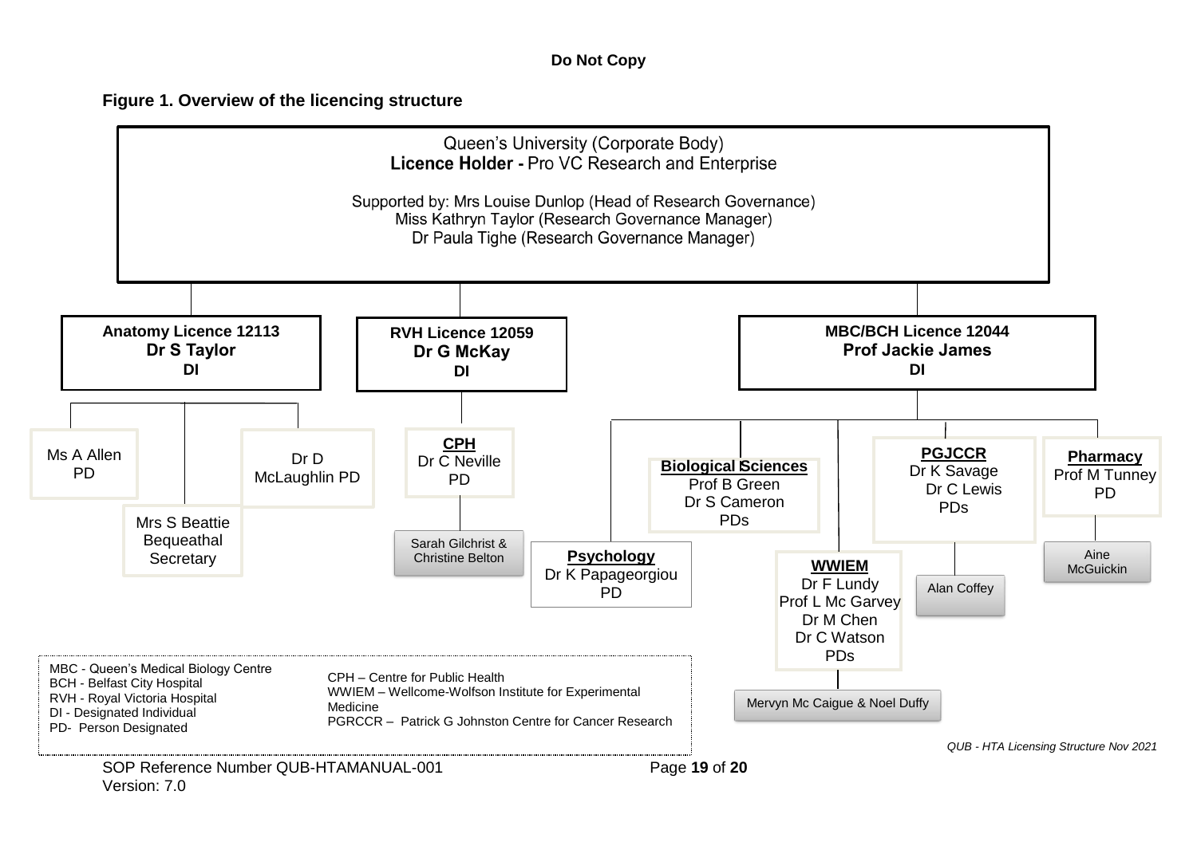**Do Not Copy**

**Figure 1. Overview of the licencing structure**

Queen's University (Corporate Body)
**Licence Holder -** Pro VC Research and Enterprise

Supported by: Mrs Louise Dunlop (Head of Research Governance)
Miss Kathryn Taylor (Research Governance Manager)
Dr Paula Tighe (Research Governance Manager)

**Anatomy Licence 12113**
**Dr S Taylor**
**DI**

- Ms A Allen PD
- Mrs S Beattie Bequeathal Secretary
- Dr D McLaughlin PD

**RVH Licence 12059**
**Dr G McKay**
**DI**

- **CPH** Dr C Neville PD
  - Sarah Gilchrist & Christine Belton

**MBC/BCH Licence 12044**
**Prof Jackie James**
**DI**

- **Psychology** Dr K Papageorgiou PD
- **Biological Sciences** Prof B Green, Dr S Cameron PDs
- **WWIEM** Dr F Lundy, Prof L Mc Garvey, Dr M Chen, Dr C Watson PDs
  - Mervyn Mc Caigue & Noel Duffy
- **PGJCCR** Dr K Savage, Dr C Lewis PDs
  - Alan Coffey
- **Pharmacy** Prof M Tunney PD
  - Aine McGuickin

MBC - Queen's Medical Biology Centre
BCH - Belfast City Hospital
RVH - Royal Victoria Hospital
DI - Designated Individual
PD- Person Designated

CPH – Centre for Public Health
WWIEM – Wellcome-Wolfson Institute for Experimental Medicine
PGRCCR – Patrick G Johnston Centre for Cancer Research

*QUB - HTA Licensing Structure Nov 2021*

SOP Reference Number QUB-HTAMANUAL-001
Version: 7.0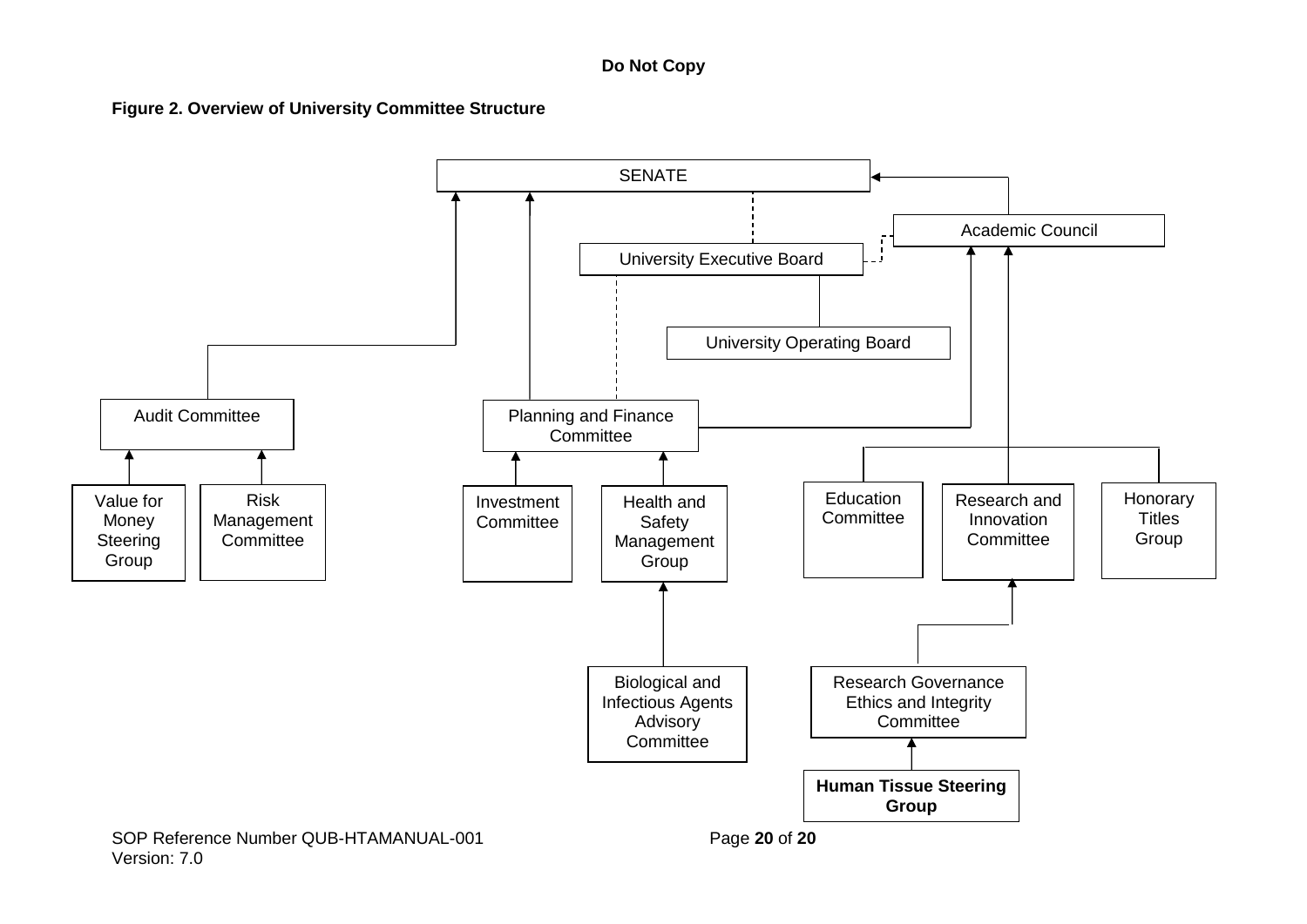**Do Not Copy**

**Figure 2. Overview of University Committee Structure**

SENATE

Academic Council

University Executive Board

University Operating Board

Audit Committee

Planning and Finance Committee

Value for Money Steering Group

Risk Management Committee

Investment Committee

Health and Safety Management Group

Education Committee

Research and Innovation Committee

Honorary Titles Group

Biological and Infectious Agents Advisory Committee

Research Governance Ethics and Integrity Committee

**Human Tissue Steering Group**

SOP Reference Number QUB-HTAMANUAL-001
Version: 7.0